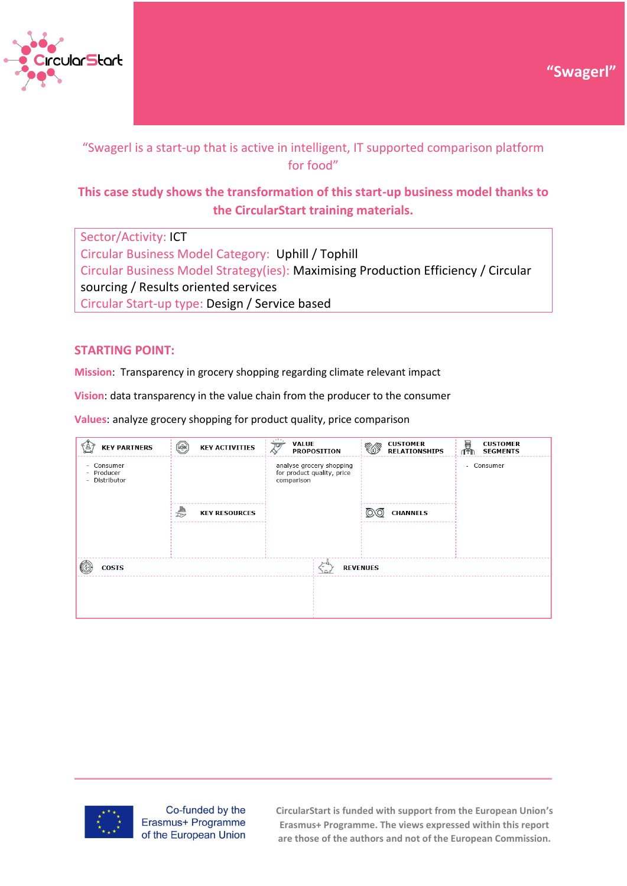# "Swagerl"

"Swagerl is a start-up that is active in intelligent, IT supported comparison platform for food"

**This case study shows the transformation of this start-up business model thanks to the CircularStart training materials.**

Sector/Activity: ICT
Circular Business Model Category: Uphill / Tophill
Circular Business Model Strategy(ies): Maximising Production Efficiency / Circular sourcing / Results oriented services
Circular Start-up type: Design / Service based

## STARTING POINT:

**Mission**: Transparency in grocery shopping regarding climate relevant impact

**Vision**: data transparency in the value chain from the producer to the consumer

**Values**: analyze grocery shopping for product quality, price comparison

| KEY PARTNERS | KEY ACTIVITIES | VALUE PROPOSITION | CUSTOMER RELATIONSHIPS | CUSTOMER SEGMENTS |
|---|---|---|---|---|
| - Consumer<br>- Producer<br>- Distributor | | analyse grocery shopping for product quality, price comparison | | - Consumer |
| | KEY RESOURCES | | CHANNELS | |
| | | | | |
| COSTS | | REVENUES | | |
| | | | | |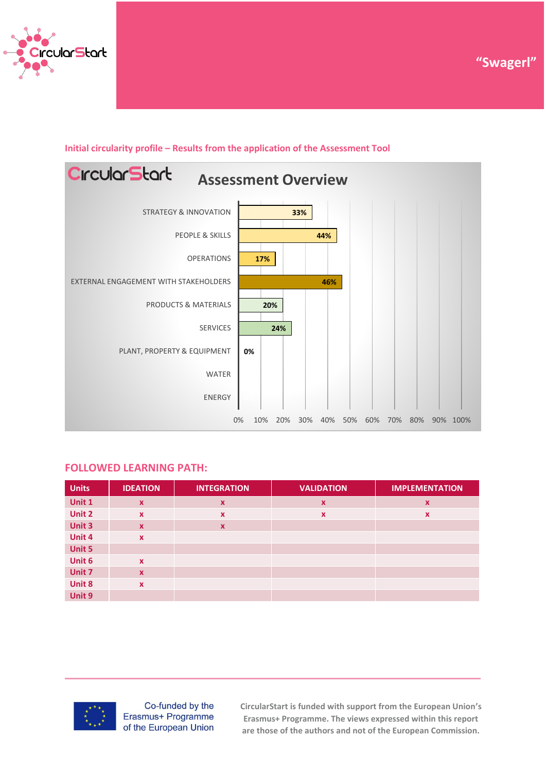“Swagerl”

## Initial circularity profile – Results from the application of the Assessment Tool

**CircularStart — Assessment Overview**

| Area | Score |
|---|---|
| STRATEGY & INNOVATION | 33% |
| PEOPLE & SKILLS | 44% |
| OPERATIONS | 17% |
| EXTERNAL ENGAGEMENT WITH STAKEHOLDERS | 46% |
| PRODUCTS & MATERIALS | 20% |
| SERVICES | 24% |
| PLANT, PROPERTY & EQUIPMENT | 0% |
| WATER | |
| ENERGY | |

## FOLLOWED LEARNING PATH:

| Units | IDEATION | INTEGRATION | VALIDATION | IMPLEMENTATION |
|---|---|---|---|---|
| Unit 1 | x | x | x | x |
| Unit 2 | x | x | x | x |
| Unit 3 | x | x | | |
| Unit 4 | x | | | |
| Unit 5 | | | | |
| Unit 6 | x | | | |
| Unit 7 | x | | | |
| Unit 8 | x | | | |
| Unit 9 | | | | |

Co-funded by the Erasmus+ Programme of the European Union

CircularStart is funded with support from the European Union’s Erasmus+ Programme. The views expressed within this report are those of the authors and not of the European Commission.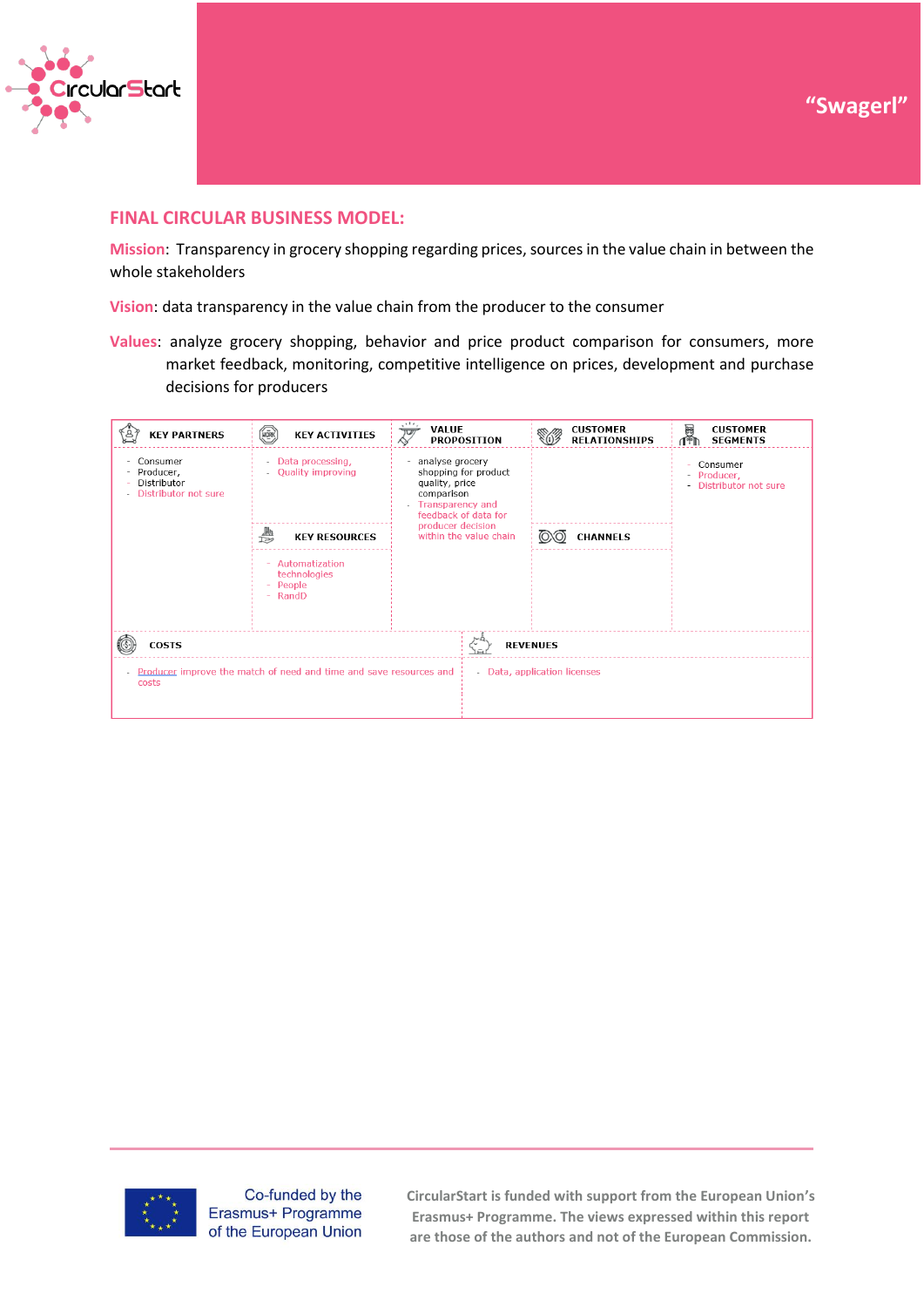"Swagerl"

## FINAL CIRCULAR BUSINESS MODEL:

**Mission**: Transparency in grocery shopping regarding prices, sources in the value chain in between the whole stakeholders

**Vision**: data transparency in the value chain from the producer to the consumer

**Values**: analyze grocery shopping, behavior and price product comparison for consumers, more market feedback, monitoring, competitive intelligence on prices, development and purchase decisions for producers

| KEY PARTNERS | KEY ACTIVITIES | VALUE PROPOSITION | CUSTOMER RELATIONSHIPS | CUSTOMER SEGMENTS |
|---|---|---|---|---|
| - Consumer<br>- Producer,<br>- Distributor<br>- Distributor not sure | - Data processing,<br>- Quality improving | - analyse grocery shopping for product quality, price comparison<br>- Transparency and feedback of data for producer decision within the value chain | | - Consumer<br>- Producer,<br>- Distributor not sure |
| | **KEY RESOURCES** | | **CHANNELS** | |
| | - Automatization technologies<br>- People<br>- RandD | | | |

| COSTS | REVENUES |
|---|---|
| - Producer improve the match of need and time and save resources and costs | - Data, application licenses |

Co-funded by the Erasmus+ Programme of the European Union

CircularStart is funded with support from the European Union's Erasmus+ Programme. The views expressed within this report are those of the authors and not of the European Commission.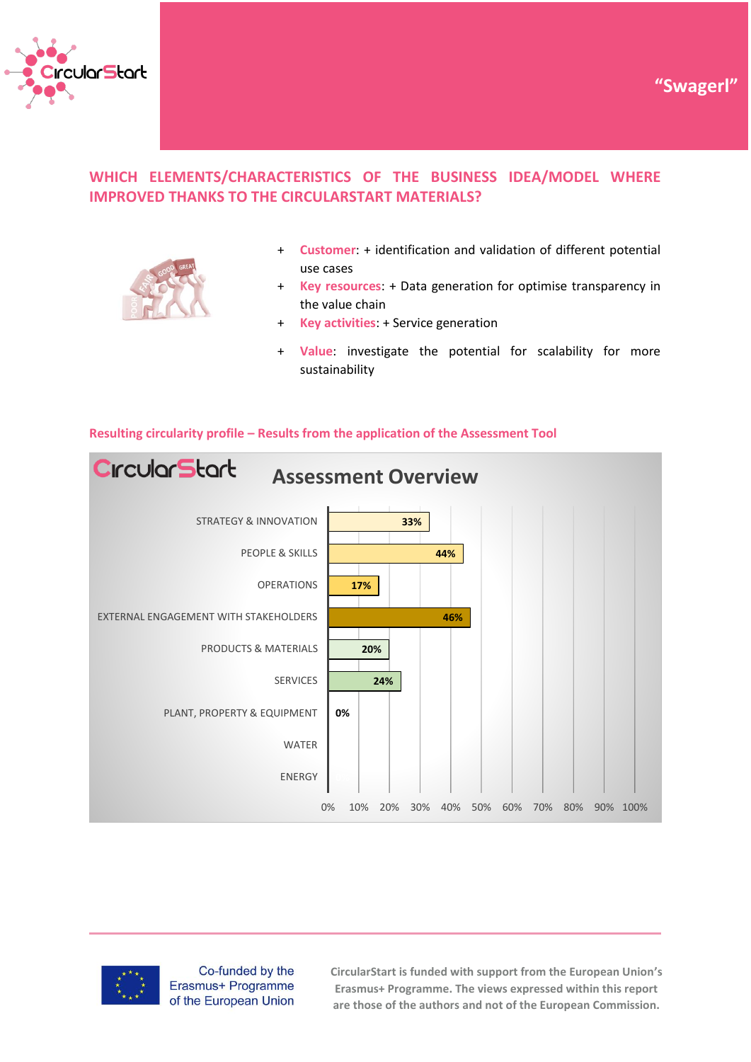"Swagerl"

## WHICH ELEMENTS/CHARACTERISTICS OF THE BUSINESS IDEA/MODEL WHERE IMPROVED THANKS TO THE CIRCULARSTART MATERIALS?

- + **Customer**: + identification and validation of different potential use cases
- + **Key resources**: + Data generation for optimise transparency in the value chain
- + **Key activities**: + Service generation
- + **Value**: investigate the potential for scalability for more sustainability

**Resulting circularity profile – Results from the application of the Assessment Tool**

**Assessment Overview**

| Area | Result |
|---|---|
| STRATEGY & INNOVATION | 33% |
| PEOPLE & SKILLS | 44% |
| OPERATIONS | 17% |
| EXTERNAL ENGAGEMENT WITH STAKEHOLDERS | 46% |
| PRODUCTS & MATERIALS | 20% |
| SERVICES | 24% |
| PLANT, PROPERTY & EQUIPMENT | 0% |
| WATER | |
| ENERGY | |

Co-funded by the Erasmus+ Programme of the European Union

CircularStart is funded with support from the European Union's Erasmus+ Programme. The views expressed within this report are those of the authors and not of the European Commission.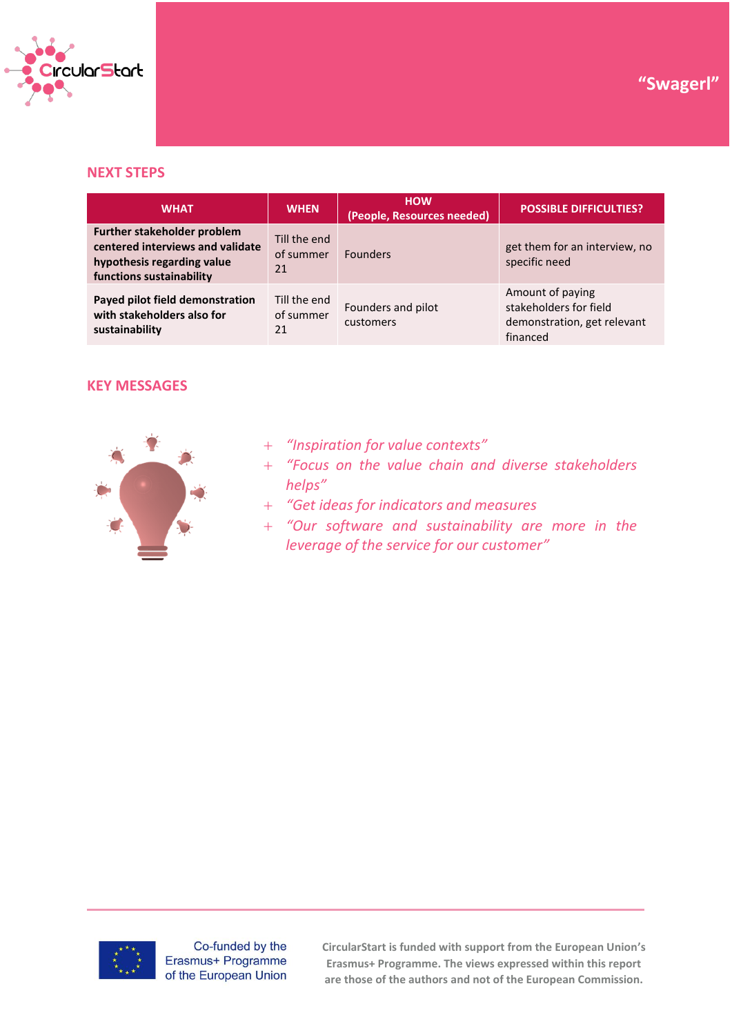“Swagerl”

## NEXT STEPS

| WHAT | WHEN | HOW (People, Resources needed) | POSSIBLE DIFFICULTIES? |
|---|---|---|---|
| **Further stakeholder problem centered interviews and validate hypothesis regarding value functions sustainability** | Till the end of summer 21 | Founders | get them for an interview, no specific need |
| **Payed pilot field demonstration with stakeholders also for sustainability** | Till the end of summer 21 | Founders and pilot customers | Amount of paying stakeholders for field demonstration, get relevant financed |

## KEY MESSAGES

- *“Inspiration for value contexts”*
- *“Focus on the value chain and diverse stakeholders helps”*
- *“Get ideas for indicators and measures*
- *“Our software and sustainability are more in the leverage of the service for our customer”*

Co-funded by the Erasmus+ Programme of the European Union

**CircularStart is funded with support from the European Union’s Erasmus+ Programme. The views expressed within this report are those of the authors and not of the European Commission.**